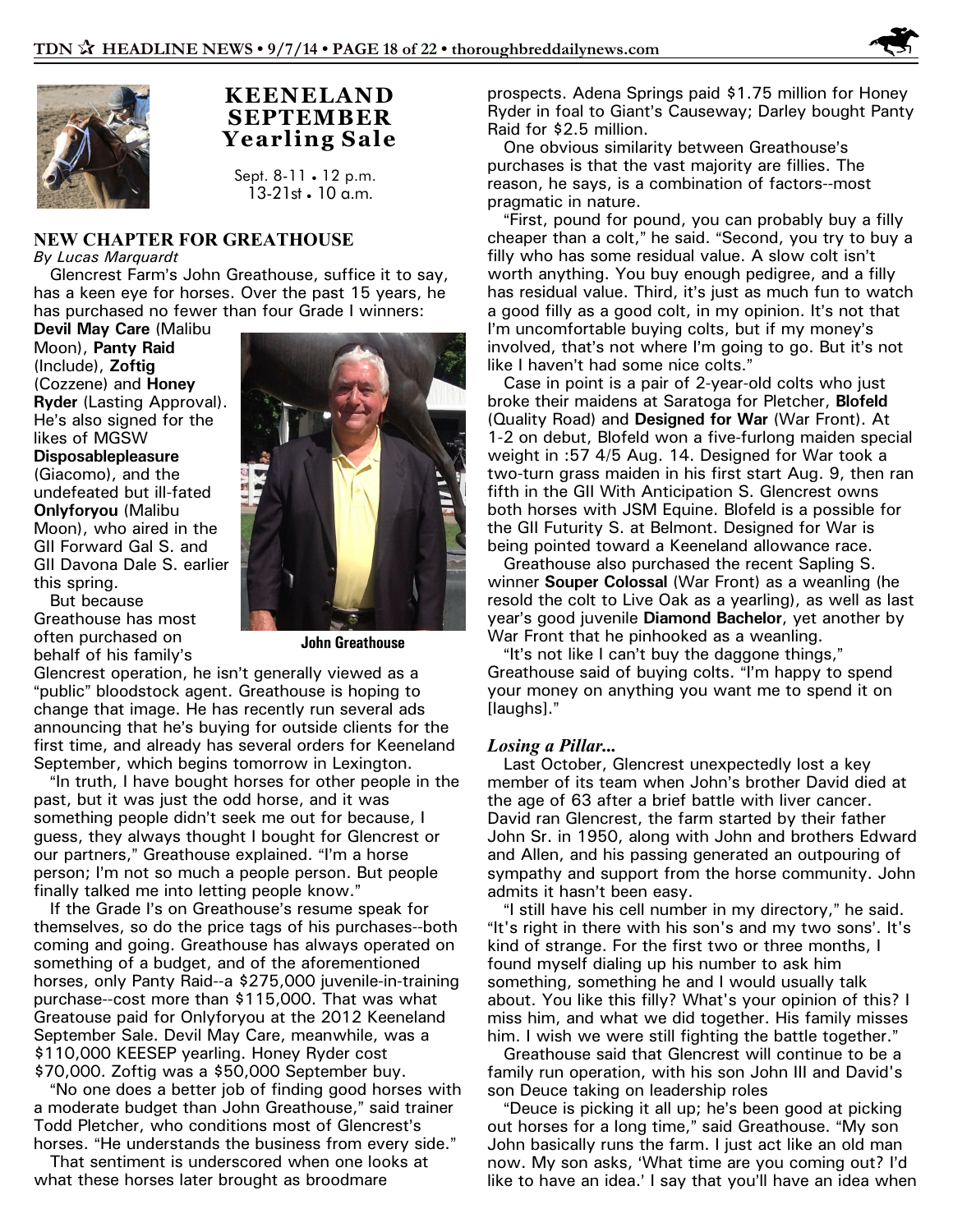## KEENELAND SEPTEMBER Yearling Sale

Sept. 8-11 • 12 p.m.
13-21st • 10 a.m.

### NEW CHAPTER FOR GREATHOUSE

*By Lucas Marquardt*

Glencrest Farm's John Greathouse, suffice it to say, has a keen eye for horses. Over the past 15 years, he has purchased no fewer than four Grade I winners: **Devil May Care** (Malibu Moon), **Panty Raid** (Include), **Zoftig** (Cozzene) and **Honey Ryder** (Lasting Approval). He's also signed for the likes of MGSW **Disposablepleasure** (Giacomo), and the undefeated but ill-fated **Onlyforyou** (Malibu Moon), who aired in the GII Forward Gal S. and GII Davona Dale S. earlier this spring.

John Greathouse

But because Greathouse has most often purchased on behalf of his family's Glencrest operation, he isn't generally viewed as a "public" bloodstock agent. Greathouse is hoping to change that image. He has recently run several ads announcing that he's buying for outside clients for the first time, and already has several orders for Keeneland September, which begins tomorrow in Lexington.

"In truth, I have bought horses for other people in the past, but it was just the odd horse, and it was something people didn't seek me out for because, I guess, they always thought I bought for Glencrest or our partners," Greathouse explained. "I'm a horse person; I'm not so much a people person. But people finally talked me into letting people know."

If the Grade I's on Greathouse's resume speak for themselves, so do the price tags of his purchases--both coming and going. Greathouse has always operated on something of a budget, and of the aforementioned horses, only Panty Raid--a $275,000 juvenile-in-training purchase--cost more than $115,000. That was what Greatouse paid for Onlyforyou at the 2012 Keeneland September Sale. Devil May Care, meanwhile, was a $110,000 KEESEP yearling. Honey Ryder cost $70,000. Zoftig was a $50,000 September buy.

"No one does a better job of finding good horses with a moderate budget than John Greathouse," said trainer Todd Pletcher, who conditions most of Glencrest's horses. "He understands the business from every side."

That sentiment is underscored when one looks at what these horses later brought as broodmare prospects. Adena Springs paid $1.75 million for Honey Ryder in foal to Giant's Causeway; Darley bought Panty Raid for $2.5 million.

One obvious similarity between Greathouse's purchases is that the vast majority are fillies. The reason, he says, is a combination of factors--most pragmatic in nature.

"First, pound for pound, you can probably buy a filly cheaper than a colt," he said. "Second, you try to buy a filly who has some residual value. A slow colt isn't worth anything. You buy enough pedigree, and a filly has residual value. Third, it's just as much fun to watch a good filly as a good colt, in my opinion. It's not that I'm uncomfortable buying colts, but if my money's involved, that's not where I'm going to go. But it's not like I haven't had some nice colts."

Case in point is a pair of 2-year-old colts who just broke their maidens at Saratoga for Pletcher, **Blofeld** (Quality Road) and **Designed for War** (War Front). At 1-2 on debut, Blofeld won a five-furlong maiden special weight in :57 4/5 Aug. 14. Designed for War took a two-turn grass maiden in his first start Aug. 9, then ran fifth in the GII With Anticipation S. Glencrest owns both horses with JSM Equine. Blofeld is a possible for the GII Futurity S. at Belmont. Designed for War is being pointed toward a Keeneland allowance race.

Greathouse also purchased the recent Sapling S. winner **Souper Colossal** (War Front) as a weanling (he resold the colt to Live Oak as a yearling), as well as last year's good juvenile **Diamond Bachelor**, yet another by War Front that he pinhooked as a weanling.

"It's not like I can't buy the daggone things," Greathouse said of buying colts. "I'm happy to spend your money on anything you want me to spend it on [laughs]."

#### *Losing a Pillar...*

Last October, Glencrest unexpectedly lost a key member of its team when John's brother David died at the age of 63 after a brief battle with liver cancer. David ran Glencrest, the farm started by their father John Sr. in 1950, along with John and brothers Edward and Allen, and his passing generated an outpouring of sympathy and support from the horse community. John admits it hasn't been easy.

"I still have his cell number in my directory," he said. "It's right in there with his son's and my two sons'. It's kind of strange. For the first two or three months, I found myself dialing up his number to ask him something, something he and I would usually talk about. You like this filly? What's your opinion of this? I miss him, and what we did together. His family misses him. I wish we were still fighting the battle together."

Greathouse said that Glencrest will continue to be a family run operation, with his son John III and David's son Deuce taking on leadership roles

"Deuce is picking it all up; he's been good at picking out horses for a long time," said Greathouse. "My son John basically runs the farm. I just act like an old man now. My son asks, 'What time are you coming out? I'd like to have an idea.' I say that you'll have an idea when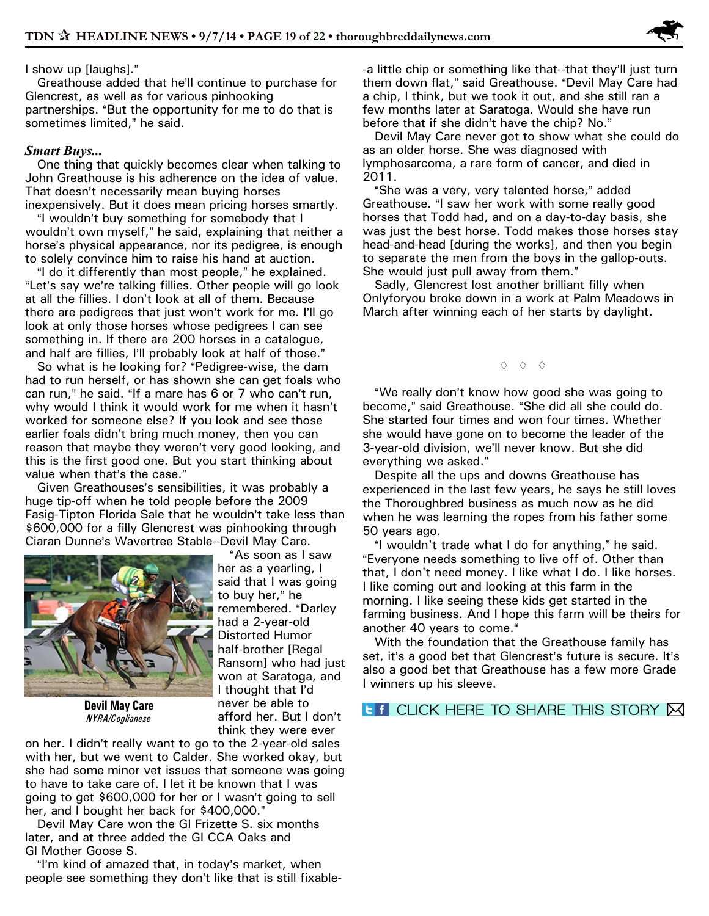I show up [laughs]."

Greathouse added that he'll continue to purchase for Glencrest, as well as for various pinhooking partnerships. "But the opportunity for me to do that is sometimes limited," he said.

***Smart Buys...***

One thing that quickly becomes clear when talking to John Greathouse is his adherence on the idea of value. That doesn't necessarily mean buying horses inexpensively. But it does mean pricing horses smartly.

"I wouldn't buy something for somebody that I wouldn't own myself," he said, explaining that neither a horse's physical appearance, nor its pedigree, is enough to solely convince him to raise his hand at auction.

"I do it differently than most people," he explained. "Let's say we're talking fillies. Other people will go look at all the fillies. I don't look at all of them. Because there are pedigrees that just won't work for me. I'll go look at only those horses whose pedigrees I can see something in. If there are 200 horses in a catalogue, and half are fillies, I'll probably look at half of those."

So what is he looking for? "Pedigree-wise, the dam had to run herself, or has shown she can get foals who can run," he said. "If a mare has 6 or 7 who can't run, why would I think it would work for me when it hasn't worked for someone else? If you look and see those earlier foals didn't bring much money, then you can reason that maybe they weren't very good looking, and this is the first good one. But you start thinking about value when that's the case."

Given Greathouses's sensibilities, it was probably a huge tip-off when he told people before the 2009 Fasig-Tipton Florida Sale that he wouldn't take less than $600,000 for a filly Glencrest was pinhooking through Ciaran Dunne's Wavertree Stable--Devil May Care.

**Devil May Care**
*NYRA/Coglianese*

"As soon as I saw her as a yearling, I said that I was going to buy her," he remembered. "Darley had a 2-year-old Distorted Humor half-brother [Regal Ransom] who had just won at Saratoga, and I thought that I'd never be able to afford her. But I don't think they were ever on her. I didn't really want to go to the 2-year-old sales with her, but we went to Calder. She worked okay, but she had some minor vet issues that someone was going to have to take care of. I let it be known that I was going to get $600,000 for her or I wasn't going to sell her, and I bought her back for $400,000."

Devil May Care won the GI Frizette S. six months later, and at three added the GI CCA Oaks and GI Mother Goose S.

"I'm kind of amazed that, in today's market, when people see something they don't like that is still fixable--a little chip or something like that--that they'll just turn them down flat," said Greathouse. "Devil May Care had a chip, I think, but we took it out, and she still ran a few months later at Saratoga. Would she have run before that if she didn't have the chip? No."

Devil May Care never got to show what she could do as an older horse. She was diagnosed with lymphosarcoma, a rare form of cancer, and died in 2011.

"She was a very, very talented horse," added Greathouse. "I saw her work with some really good horses that Todd had, and on a day-to-day basis, she was just the best horse. Todd makes those horses stay head-and-head [during the works], and then you begin to separate the men from the boys in the gallop-outs. She would just pull away from them."

Sadly, Glencrest lost another brilliant filly when Onlyforyou broke down in a work at Palm Meadows in March after winning each of her starts by daylight.

◊ ◊ ◊

"We really don't know how good she was going to become," said Greathouse. "She did all she could do. She started four times and won four times. Whether she would have gone on to become the leader of the 3-year-old division, we'll never know. But she did everything we asked."

Despite all the ups and downs Greathouse has experienced in the last few years, he says he still loves the Thoroughbred business as much now as he did when he was learning the ropes from his father some 50 years ago.

"I wouldn't trade what I do for anything," he said. "Everyone needs something to live off of. Other than that, I don't need money. I like what I do. I like horses. I like coming out and looking at this farm in the morning. I like seeing these kids get started in the farming business. And I hope this farm will be theirs for another 40 years to come."

With the foundation that the Greathouse family has set, it's a good bet that Glencrest's future is secure. It's also a good bet that Greathouse has a few more Grade I winners up his sleeve.

CLICK HERE TO SHARE THIS STORY